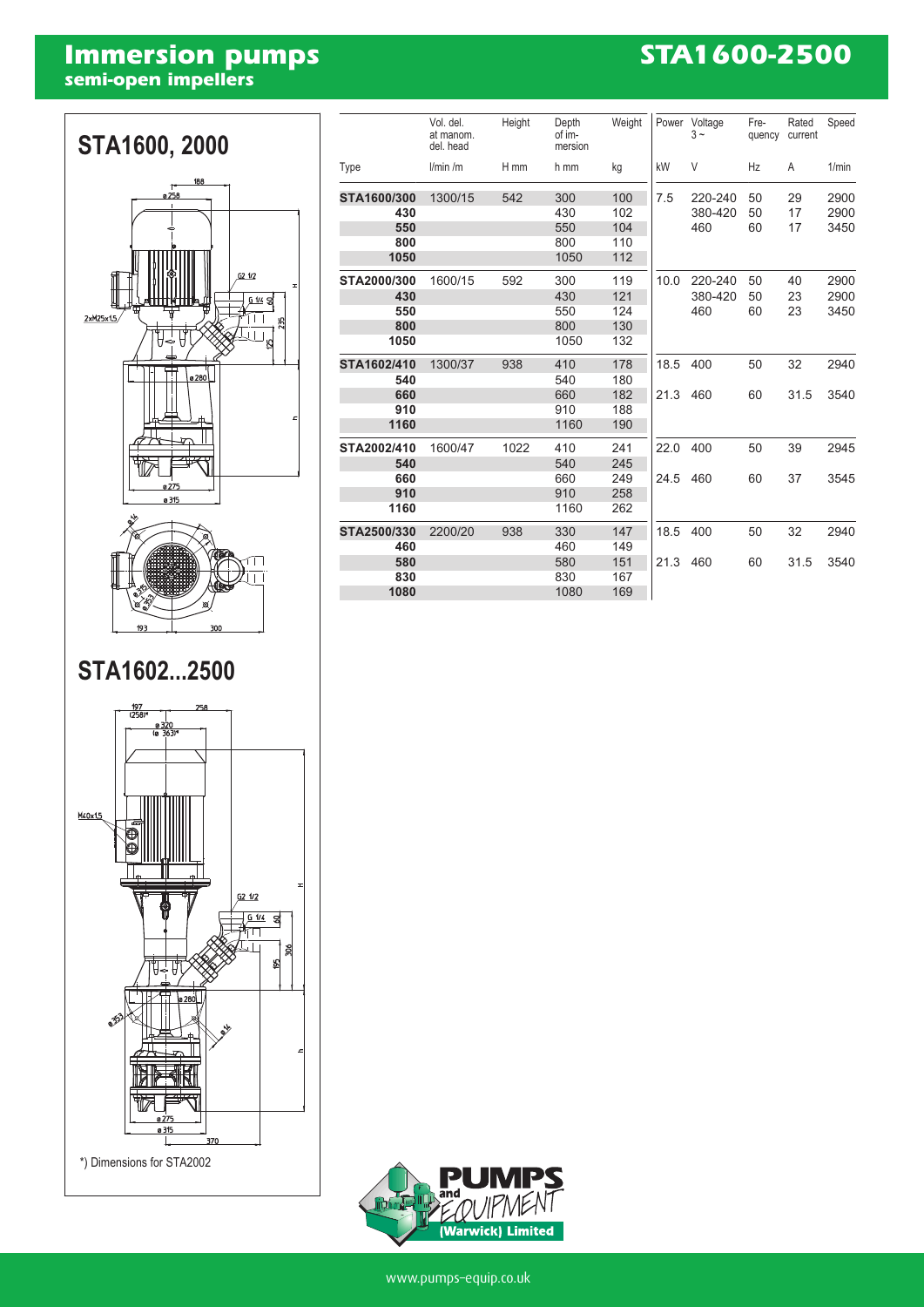# Immersion pumps
## semi-open impellers

# STA1600-2500

## STA1600, 2000

## STA1602...2500

*) Dimensions for STA2002

| Type | Vol. del. at manom. del. head l/min /m | Height H mm | Depth of im-mersion h mm | Weight kg | Power kW | Voltage 3 ~ V | Fre-quency Hz | Rated current A | Speed 1/min |
|---|---|---|---|---|---|---|---|---|---|
| **STA1600/300** | 1300/15 | 542 | 300 | 100 | 7.5 | 220-240 | 50 | 29 | 2900 |
| **430** | | | 430 | 102 | | 380-420 | 50 | 17 | 2900 |
| **550** | | | 550 | 104 | | 460 | 60 | 17 | 3450 |
| **800** | | | 800 | 110 | | | | | |
| **1050** | | | 1050 | 112 | | | | | |
| **STA2000/300** | 1600/15 | 592 | 300 | 119 | 10.0 | 220-240 | 50 | 40 | 2900 |
| **430** | | | 430 | 121 | | 380-420 | 50 | 23 | 2900 |
| **550** | | | 550 | 124 | | 460 | 60 | 23 | 3450 |
| **800** | | | 800 | 130 | | | | | |
| **1050** | | | 1050 | 132 | | | | | |
| **STA1602/410** | 1300/37 | 938 | 410 | 178 | 18.5 | 400 | 50 | 32 | 2940 |
| **540** | | | 540 | 180 | | | | | |
| **660** | | | 660 | 182 | 21.3 | 460 | 60 | 31.5 | 3540 |
| **910** | | | 910 | 188 | | | | | |
| **1160** | | | 1160 | 190 | | | | | |
| **STA2002/410** | 1600/47 | 1022 | 410 | 241 | 22.0 | 400 | 50 | 39 | 2945 |
| **540** | | | 540 | 245 | | | | | |
| **660** | | | 660 | 249 | 24.5 | 460 | 60 | 37 | 3545 |
| **910** | | | 910 | 258 | | | | | |
| **1160** | | | 1160 | 262 | | | | | |
| **STA2500/330** | 2200/20 | 938 | 330 | 147 | 18.5 | 400 | 50 | 32 | 2940 |
| **460** | | | 460 | 149 | | | | | |
| **580** | | | 580 | 151 | 21.3 | 460 | 60 | 31.5 | 3540 |
| **830** | | | 830 | 167 | | | | | |
| **1080** | | | 1080 | 169 | | | | | |

PUMPS and EQUIPMENT (Warwick) Limited

www.pumps-equip.co.uk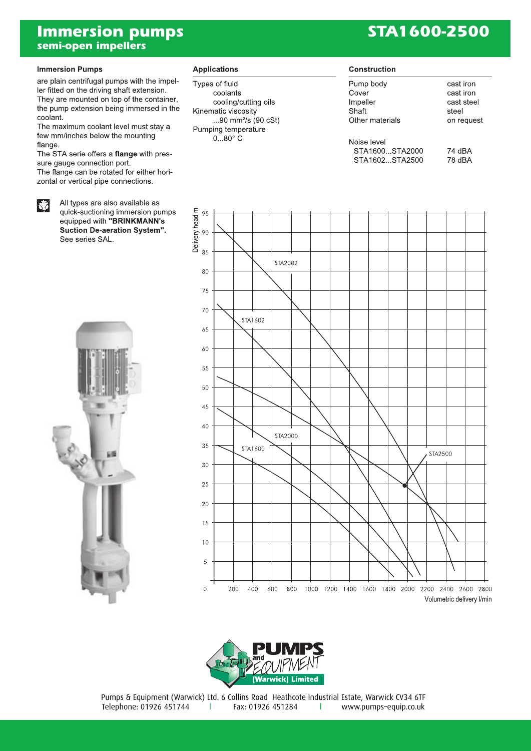# Immersion pumps

**semi-open impellers**

# STA1600-2500

### Immersion Pumps

are plain centrifugal pumps with the impeller fitted on the driving shaft extension. They are mounted on top of the container, the pump extension being immersed in the coolant.

The maximum coolant level must stay a few mm/inches below the mounting flange.

The STA serie offers a **flange** with pressure gauge connection port.

The flange can be rotated for either horizontal or vertical pipe connections.

All types are also available as quick-suctioning immersion pumps equipped with **"BRINKMANN's Suction De-aeration System"**. See series SAL.

### Applications

Types of fluid
- coolants
- cooling/cutting oils

Kinematic viscosity
- ...90 mm²/s (90 cSt)

Pumping temperature
- 0...80° C

### Construction

| | |
|---|---|
| Pump body | cast iron |
| Cover | cast iron |
| Impeller | cast steel |
| Shaft | steel |
| Other materials | on request |

| | |
|---|---|
| Noise level | |
| STA1600...STA2000 | 74 dBA |
| STA1602...STA2500 | 78 dBA |

Delivery head m

95
90
85
80
75
70
65
60
55
50
45
40
35
30
25
20
15
10
5
0

STA2002
STA1602
STA2000
STA1600
STA2500

200 400 600 800 1000 1200 1400 1600 1800 2000 2200 2400 2600 2800

Volumetric delivery l/min

PUMPS and EQUIPMENT (Warwick) Limited

Pumps & Equipment (Warwick) Ltd. 6 Collins Road Heathcote Industrial Estate, Warwick CV34 6TF
Telephone: 01926 451744 | Fax: 01926 451284 | www.pumps-equip.co.uk